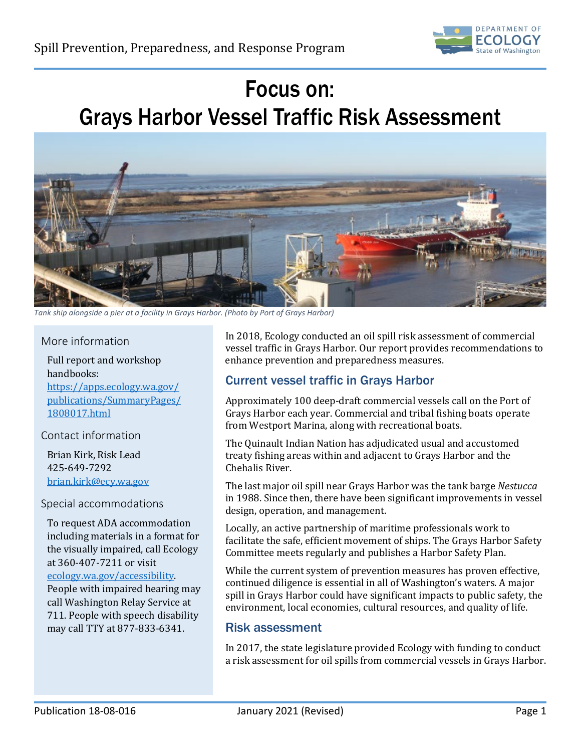Spill Prevention, Preparedness, and Response Program

# Focus on: Grays Harbor Vessel Traffic Risk Assessment

*Tank ship alongside a pier at a facility in Grays Harbor. (Photo by Port of Grays Harbor)*

In 2018, Ecology conducted an oil spill risk assessment of commercial vessel traffic in Grays Harbor. Our report provides recommendations to enhance prevention and preparedness measures.

## Current vessel traffic in Grays Harbor

Approximately 100 deep-draft commercial vessels call on the Port of Grays Harbor each year. Commercial and tribal fishing boats operate from Westport Marina, along with recreational boats.

The Quinault Indian Nation has adjudicated usual and accustomed treaty fishing areas within and adjacent to Grays Harbor and the Chehalis River.

The last major oil spill near Grays Harbor was the tank barge *Nestucca* in 1988. Since then, there have been significant improvements in vessel design, operation, and management.

Locally, an active partnership of maritime professionals work to facilitate the safe, efficient movement of ships. The Grays Harbor Safety Committee meets regularly and publishes a Harbor Safety Plan.

While the current system of prevention measures has proven effective, continued diligence is essential in all of Washington's waters. A major spill in Grays Harbor could have significant impacts to public safety, the environment, local economies, cultural resources, and quality of life.

## Risk assessment

In 2017, the state legislature provided Ecology with funding to conduct a risk assessment for oil spills from commercial vessels in Grays Harbor.

### More information

Full report and workshop handbooks:
[https://apps.ecology.wa.gov/publications/SummaryPages/1808017.html](https://apps.ecology.wa.gov/publications/SummaryPages/1808017.html)

### Contact information

Brian Kirk, Risk Lead
425-649-7292
[brian.kirk@ecy.wa.gov](mailto:brian.kirk@ecy.wa.gov)

### Special accommodations

To request ADA accommodation including materials in a format for the visually impaired, call Ecology at 360-407-7211 or visit [ecology.wa.gov/accessibility](https://ecology.wa.gov/accessibility). People with impaired hearing may call Washington Relay Service at 711. People with speech disability may call TTY at 877-833-6341.

Publication 18-08-016 January 2021 (Revised)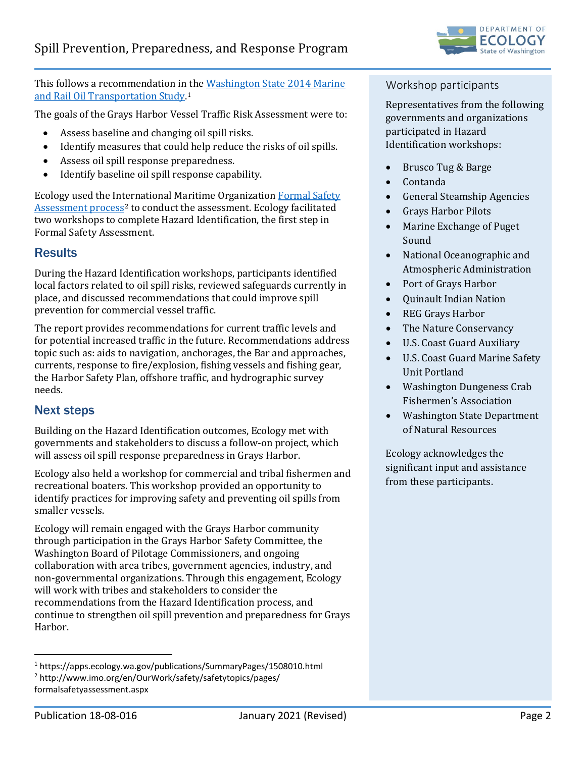This follows a recommendation in the [Washington State 2014 Marine and Rail Oil Transportation Study](https://apps.ecology.wa.gov/publications/SummaryPages/1508010.html).[1]

The goals of the Grays Harbor Vessel Traffic Risk Assessment were to:

- Assess baseline and changing oil spill risks.
- Identify measures that could help reduce the risks of oil spills.
- Assess oil spill response preparedness.
- Identify baseline oil spill response capability.

Ecology used the International Maritime Organization [Formal Safety Assessment process](http://www.imo.org/en/OurWork/safety/safetytopics/pages/formalsafetyassessment.aspx)[2] to conduct the assessment. Ecology facilitated two workshops to complete Hazard Identification, the first step in Formal Safety Assessment.

## Results

During the Hazard Identification workshops, participants identified local factors related to oil spill risks, reviewed safeguards currently in place, and discussed recommendations that could improve spill prevention for commercial vessel traffic.

The report provides recommendations for current traffic levels and for potential increased traffic in the future. Recommendations address topic such as: aids to navigation, anchorages, the Bar and approaches, currents, response to fire/explosion, fishing vessels and fishing gear, the Harbor Safety Plan, offshore traffic, and hydrographic survey needs.

## Next steps

Building on the Hazard Identification outcomes, Ecology met with governments and stakeholders to discuss a follow-on project, which will assess oil spill response preparedness in Grays Harbor.

Ecology also held a workshop for commercial and tribal fishermen and recreational boaters. This workshop provided an opportunity to identify practices for improving safety and preventing oil spills from smaller vessels.

Ecology will remain engaged with the Grays Harbor community through participation in the Grays Harbor Safety Committee, the Washington Board of Pilotage Commissioners, and ongoing collaboration with area tribes, government agencies, industry, and non-governmental organizations. Through this engagement, Ecology will work with tribes and stakeholders to consider the recommendations from the Hazard Identification process, and continue to strengthen oil spill prevention and preparedness for Grays Harbor.

### Workshop participants

Representatives from the following governments and organizations participated in Hazard Identification workshops:

- Brusco Tug & Barge
- Contanda
- General Steamship Agencies
- Grays Harbor Pilots
- Marine Exchange of Puget Sound
- National Oceanographic and Atmospheric Administration
- Port of Grays Harbor
- Quinault Indian Nation
- REG Grays Harbor
- The Nature Conservancy
- U.S. Coast Guard Auxiliary
- U.S. Coast Guard Marine Safety Unit Portland
- Washington Dungeness Crab Fishermen's Association
- Washington State Department of Natural Resources

Ecology acknowledges the significant input and assistance from these participants.

---

[1] https://apps.ecology.wa.gov/publications/SummaryPages/1508010.html

[2] http://www.imo.org/en/OurWork/safety/safetytopics/pages/formalsafetyassessment.aspx